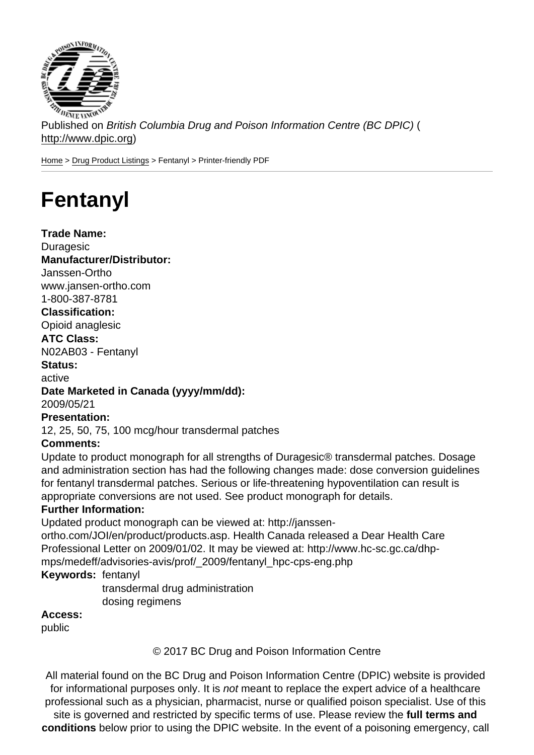Published on *British Columbia Drug and Poison Information Centre (BC DPIC)* (http://www.dpic.org)

Home > Drug Product Listings > Fentanyl > Printer-friendly PDF

# Fentanyl

**Trade Name:**
Duragesic
**Manufacturer/Distributor:**
Janssen-Ortho
www.jansen-ortho.com
1-800-387-8781
**Classification:**
Opioid anaglesic
**ATC Class:**
N02AB03 - Fentanyl
**Status:**
active
**Date Marketed in Canada (yyyy/mm/dd):**
2009/05/21
**Presentation:**
12, 25, 50, 75, 100 mcg/hour transdermal patches
**Comments:**
Update to product monograph for all strengths of Duragesic® transdermal patches. Dosage and administration section has had the following changes made: dose conversion guidelines for fentanyl transdermal patches. Serious or life-threatening hypoventilation can result is appropriate conversions are not used. See product monograph for details.
**Further Information:**
Updated product monograph can be viewed at: http://janssen-ortho.com/JOI/en/product/products.asp. Health Canada released a Dear Health Care Professional Letter on 2009/01/02. It may be viewed at: http://www.hc-sc.gc.ca/dhp-mps/medeff/advisories-avis/prof/_2009/fentanyl_hpc-cps-eng.php
**Keywords:** fentanyl
transdermal drug administration
dosing regimens
**Access:**
public

© 2017 BC Drug and Poison Information Centre

All material found on the BC Drug and Poison Information Centre (DPIC) website is provided for informational purposes only. It is *not* meant to replace the expert advice of a healthcare professional such as a physician, pharmacist, nurse or qualified poison specialist. Use of this site is governed and restricted by specific terms of use. Please review the **full terms and conditions** below prior to using the DPIC website. In the event of a poisoning emergency, call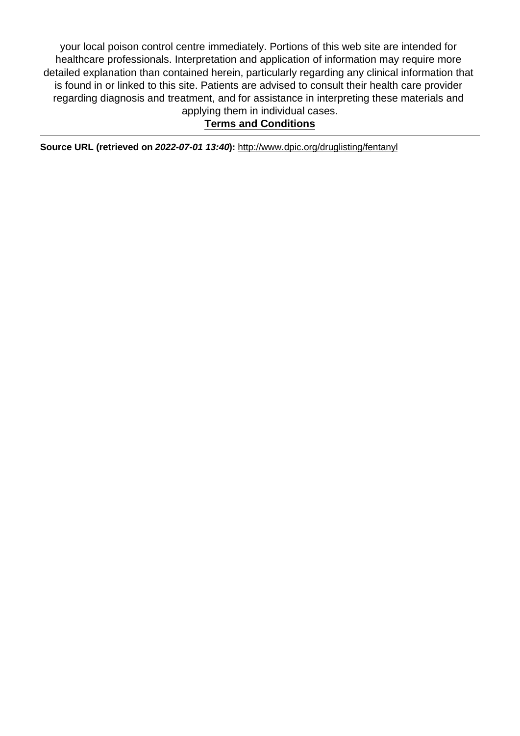your local poison control centre immediately. Portions of this web site are intended for healthcare professionals. Interpretation and application of information may require more detailed explanation than contained herein, particularly regarding any clinical information that is found in or linked to this site. Patients are advised to consult their health care provider regarding diagnosis and treatment, and for assistance in interpreting these materials and applying them in individual cases.

**Terms and Conditions**

---

**Source URL (retrieved on *2022-07-01 13:40*):** http://www.dpic.org/druglisting/fentanyl